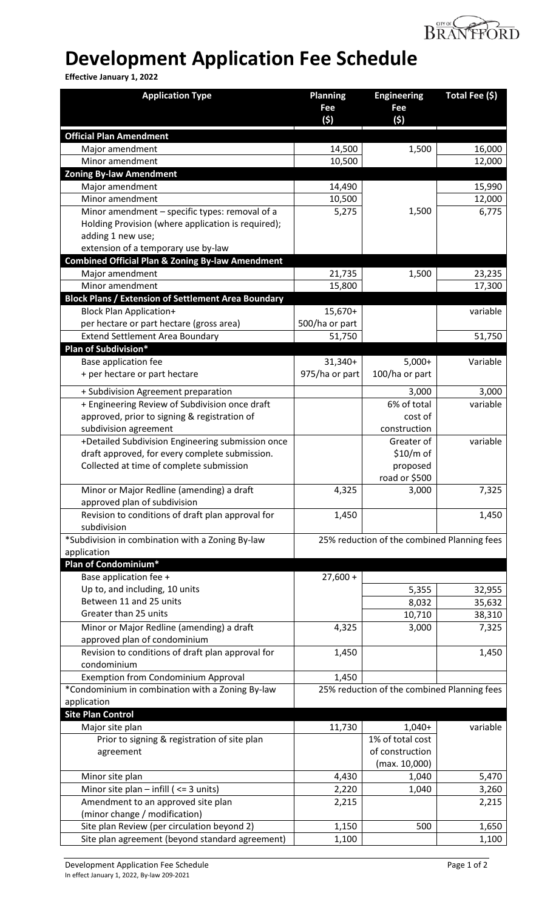# Development Application Fee Schedule

**Effective January 1, 2022**

| Application Type | Planning Fee ($) | Engineering Fee ($) | Total Fee ($) |
|---|---|---|---|
| **Official Plan Amendment** | | | |
| Major amendment | 14,500 | 1,500 | 16,000 |
| Minor amendment | 10,500 | | 12,000 |
| **Zoning By-law Amendment** | | | |
| Major amendment | 14,490 | | 15,990 |
| Minor amendment | 10,500 | | 12,000 |
| Minor amendment – specific types: removal of a Holding Provision (where application is required); adding 1 new use; extension of a temporary use by-law | 5,275 | 1,500 | 6,775 |
| **Combined Official Plan & Zoning By-law Amendment** | | | |
| Major amendment | 21,735 | 1,500 | 23,235 |
| Minor amendment | 15,800 | | 17,300 |
| **Block Plans / Extension of Settlement Area Boundary** | | | |
| Block Plan Application+ per hectare or part hectare (gross area) | 15,670+ 500/ha or part | | variable |
| Extend Settlement Area Boundary | 51,750 | | 51,750 |
| **Plan of Subdivision*** | | | |
| Base application fee + per hectare or part hectare | 31,340+ 975/ha or part | 5,000+ 100/ha or part | Variable |
| + Subdivision Agreement preparation | | 3,000 | 3,000 |
| + Engineering Review of Subdivision once draft approved, prior to signing & registration of subdivision agreement | | 6% of total cost of construction | variable |
| +Detailed Subdivision Engineering submission once draft approved, for every complete submission. Collected at time of complete submission | | Greater of $10/m of proposed road or $500 | variable |
| Minor or Major Redline (amending) a draft approved plan of subdivision | 4,325 | 3,000 | 7,325 |
| Revision to conditions of draft plan approval for subdivision | 1,450 | | 1,450 |
| *Subdivision in combination with a Zoning By-law application | 25% reduction of the combined Planning fees | | |
| **Plan of Condominium*** | | | |
| Base application fee + | 27,600 + | | |
| Up to, and including, 10 units | | 5,355 | 32,955 |
| Between 11 and 25 units | | 8,032 | 35,632 |
| Greater than 25 units | | 10,710 | 38,310 |
| Minor or Major Redline (amending) a draft approved plan of condominium | 4,325 | 3,000 | 7,325 |
| Revision to conditions of draft plan approval for condominium | 1,450 | | 1,450 |
| Exemption from Condominium Approval | 1,450 | | |
| *Condominium in combination with a Zoning By-law application | 25% reduction of the combined Planning fees | | |
| **Site Plan Control** | | | |
| Major site plan | 11,730 | 1,040+ | variable |
| Prior to signing & registration of site plan agreement | | 1% of total cost of construction (max. 10,000) | |
| Minor site plan | 4,430 | 1,040 | 5,470 |
| Minor site plan – infill ( <= 3 units) | 2,220 | 1,040 | 3,260 |
| Amendment to an approved site plan (minor change / modification) | 2,215 | | 2,215 |
| Site plan Review (per circulation beyond 2) | 1,150 | 500 | 1,650 |
| Site plan agreement (beyond standard agreement) | 1,100 | | 1,100 |

In effect January 1, 2022, By-law 209-2021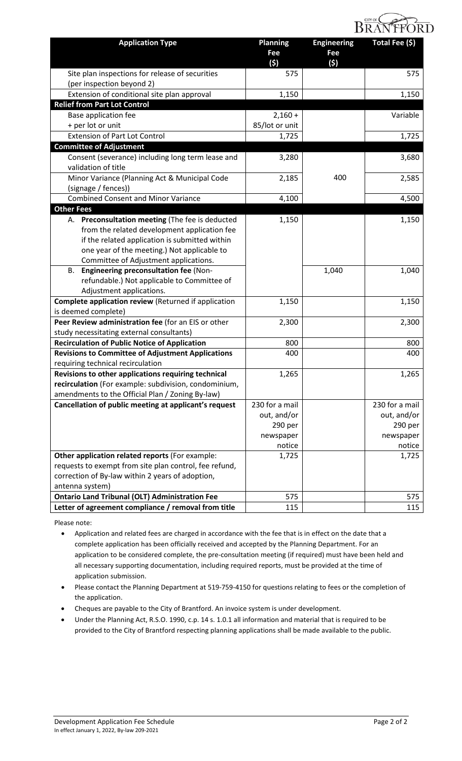| Application Type | Planning Fee ($) | Engineering Fee ($) | Total Fee ($) |
|---|---|---|---|
| Site plan inspections for release of securities (per inspection beyond 2) | 575 | | 575 |
| Extension of conditional site plan approval | 1,150 | | 1,150 |
| **Relief from Part Lot Control** | | | |
| Base application fee | 2,160 + | | Variable |
| + per lot or unit | 85/lot or unit | | |
| Extension of Part Lot Control | 1,725 | | 1,725 |
| **Committee of Adjustment** | | | |
| Consent (severance) including long term lease and validation of title | 3,280 | 400 | 3,680 |
| Minor Variance (Planning Act & Municipal Code (signage / fences)) | 2,185 | | 2,585 |
| Combined Consent and Minor Variance | 4,100 | | 4,500 |
| **Other Fees** | | | |
| A. **Preconsultation meeting** (The fee is deducted from the related development application fee if the related application is submitted within one year of the meeting.) Not applicable to Committee of Adjustment applications. | 1,150 | | 1,150 |
| B. **Engineering preconsultation fee** (Non-refundable.) Not applicable to Committee of Adjustment applications. | | 1,040 | 1,040 |
| **Complete application review** (Returned if application is deemed complete) | 1,150 | | 1,150 |
| **Peer Review administration fee** (for an EIS or other study necessitating external consultants) | 2,300 | | 2,300 |
| **Recirculation of Public Notice of Application** | 800 | | 800 |
| **Revisions to Committee of Adjustment Applications** requiring technical recirculation | 400 | | 400 |
| **Revisions to other applications requiring technical recirculation** (For example: subdivision, condominium, amendments to the Official Plan / Zoning By-law) | 1,265 | | 1,265 |
| **Cancellation of public meeting at applicant's request** | 230 for a mail out, and/or 290 per newspaper notice | | 230 for a mail out, and/or 290 per newspaper notice |
| **Other application related reports** (For example: requests to exempt from site plan control, fee refund, correction of By-law within 2 years of adoption, antenna system) | 1,725 | | 1,725 |
| **Ontario Land Tribunal (OLT) Administration Fee** | 575 | | 575 |
| **Letter of agreement compliance / removal from title** | 115 | | 115 |

Please note:

- Application and related fees are charged in accordance with the fee that is in effect on the date that a complete application has been officially received and accepted by the Planning Department. For an application to be considered complete, the pre-consultation meeting (if required) must have been held and all necessary supporting documentation, including required reports, must be provided at the time of application submission.
- Please contact the Planning Department at 519-759-4150 for questions relating to fees or the completion of the application.
- Cheques are payable to the City of Brantford. An invoice system is under development.
- Under the Planning Act, R.S.O. 1990, c.p. 14 s. 1.0.1 all information and material that is required to be provided to the City of Brantford respecting planning applications shall be made available to the public.

Development Application Fee Schedule
In effect January 1, 2022, By-law 209-2021